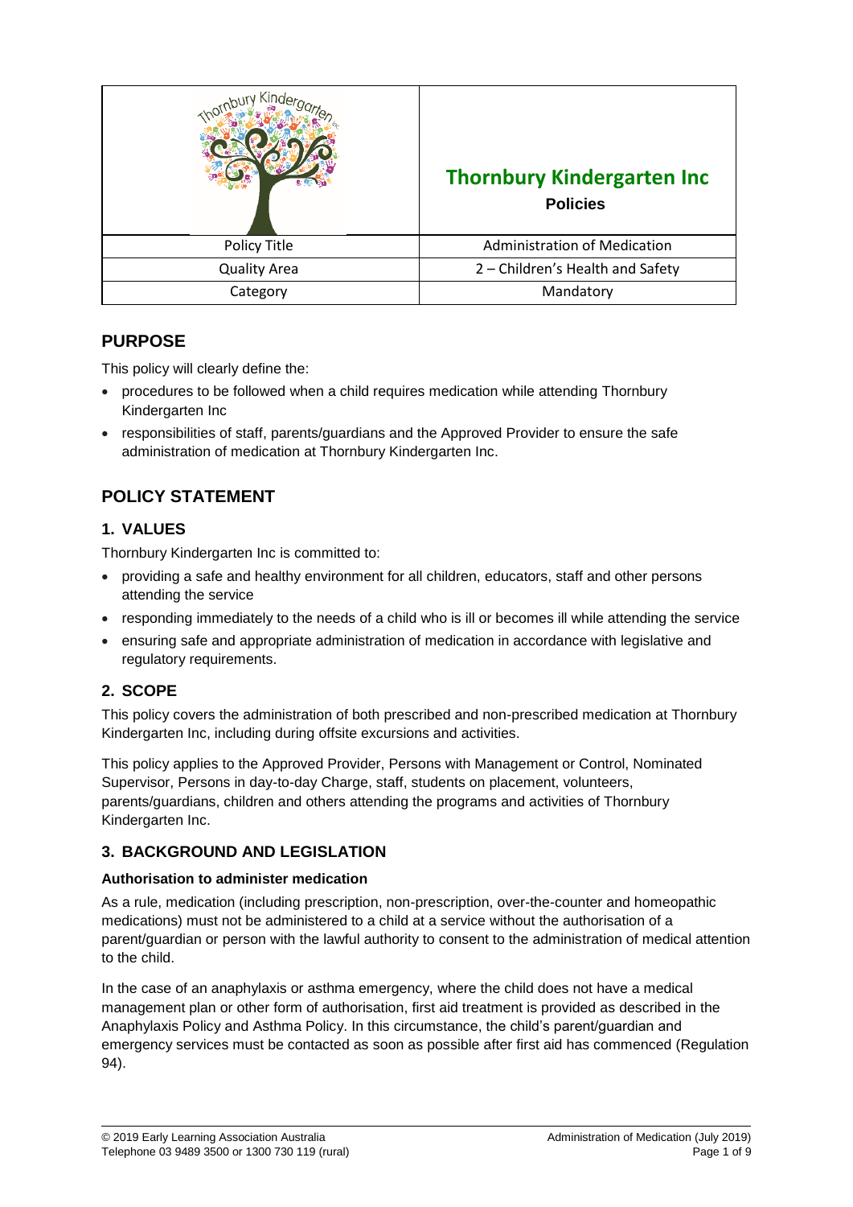| | **Thornbury Kindergarten Inc** **Policies** |
|---|---|
| Policy Title | Administration of Medication |
| Quality Area | 2 – Children's Health and Safety |
| Category | Mandatory |

## PURPOSE

This policy will clearly define the:

- procedures to be followed when a child requires medication while attending Thornbury Kindergarten Inc
- responsibilities of staff, parents/guardians and the Approved Provider to ensure the safe administration of medication at Thornbury Kindergarten Inc.

## POLICY STATEMENT

### 1. VALUES

Thornbury Kindergarten Inc is committed to:

- providing a safe and healthy environment for all children, educators, staff and other persons attending the service
- responding immediately to the needs of a child who is ill or becomes ill while attending the service
- ensuring safe and appropriate administration of medication in accordance with legislative and regulatory requirements.

### 2. SCOPE

This policy covers the administration of both prescribed and non-prescribed medication at Thornbury Kindergarten Inc, including during offsite excursions and activities.

This policy applies to the Approved Provider, Persons with Management or Control, Nominated Supervisor, Persons in day-to-day Charge, staff, students on placement, volunteers, parents/guardians, children and others attending the programs and activities of Thornbury Kindergarten Inc.

### 3. BACKGROUND AND LEGISLATION

**Authorisation to administer medication**

As a rule, medication (including prescription, non-prescription, over-the-counter and homeopathic medications) must not be administered to a child at a service without the authorisation of a parent/guardian or person with the lawful authority to consent to the administration of medical attention to the child.

In the case of an anaphylaxis or asthma emergency, where the child does not have a medical management plan or other form of authorisation, first aid treatment is provided as described in the Anaphylaxis Policy and Asthma Policy. In this circumstance, the child's parent/guardian and emergency services must be contacted as soon as possible after first aid has commenced (Regulation 94).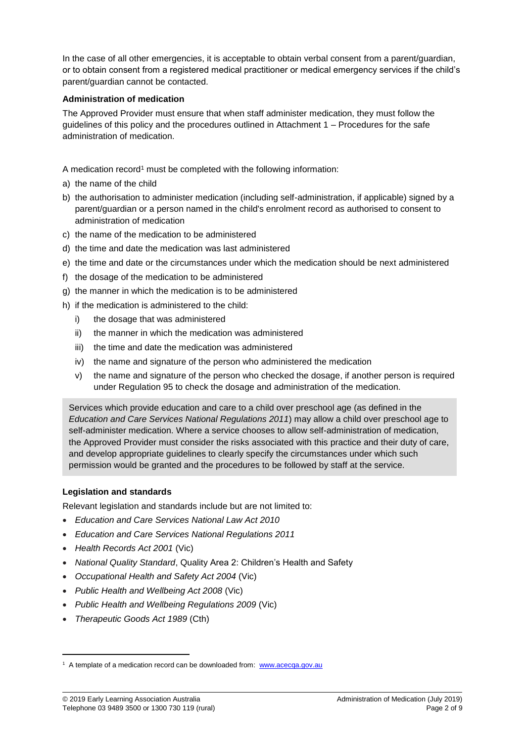In the case of all other emergencies, it is acceptable to obtain verbal consent from a parent/guardian, or to obtain consent from a registered medical practitioner or medical emergency services if the child's parent/guardian cannot be contacted.

**Administration of medication**

The Approved Provider must ensure that when staff administer medication, they must follow the guidelines of this policy and the procedures outlined in Attachment 1 – Procedures for the safe administration of medication.

A medication record[1] must be completed with the following information:

a) the name of the child
b) the authorisation to administer medication (including self-administration, if applicable) signed by a parent/guardian or a person named in the child's enrolment record as authorised to consent to administration of medication
c) the name of the medication to be administered
d) the time and date the medication was last administered
e) the time and date or the circumstances under which the medication should be next administered
f) the dosage of the medication to be administered
g) the manner in which the medication is to be administered
h) if the medication is administered to the child:
   i) the dosage that was administered
   ii) the manner in which the medication was administered
   iii) the time and date the medication was administered
   iv) the name and signature of the person who administered the medication
   v) the name and signature of the person who checked the dosage, if another person is required under Regulation 95 to check the dosage and administration of the medication.

Services which provide education and care to a child over preschool age (as defined in the *Education and Care Services National Regulations 2011*) may allow a child over preschool age to self-administer medication. Where a service chooses to allow self-administration of medication, the Approved Provider must consider the risks associated with this practice and their duty of care, and develop appropriate guidelines to clearly specify the circumstances under which such permission would be granted and the procedures to be followed by staff at the service.

**Legislation and standards**

Relevant legislation and standards include but are not limited to:

- *Education and Care Services National Law Act 2010*
- *Education and Care Services National Regulations 2011*
- *Health Records Act 2001* (Vic)
- *National Quality Standard*, Quality Area 2: Children's Health and Safety
- *Occupational Health and Safety Act 2004* (Vic)
- *Public Health and Wellbeing Act 2008* (Vic)
- *Public Health and Wellbeing Regulations 2009* (Vic)
- *Therapeutic Goods Act 1989* (Cth)

[1] A template of a medication record can be downloaded from: www.acecqa.gov.au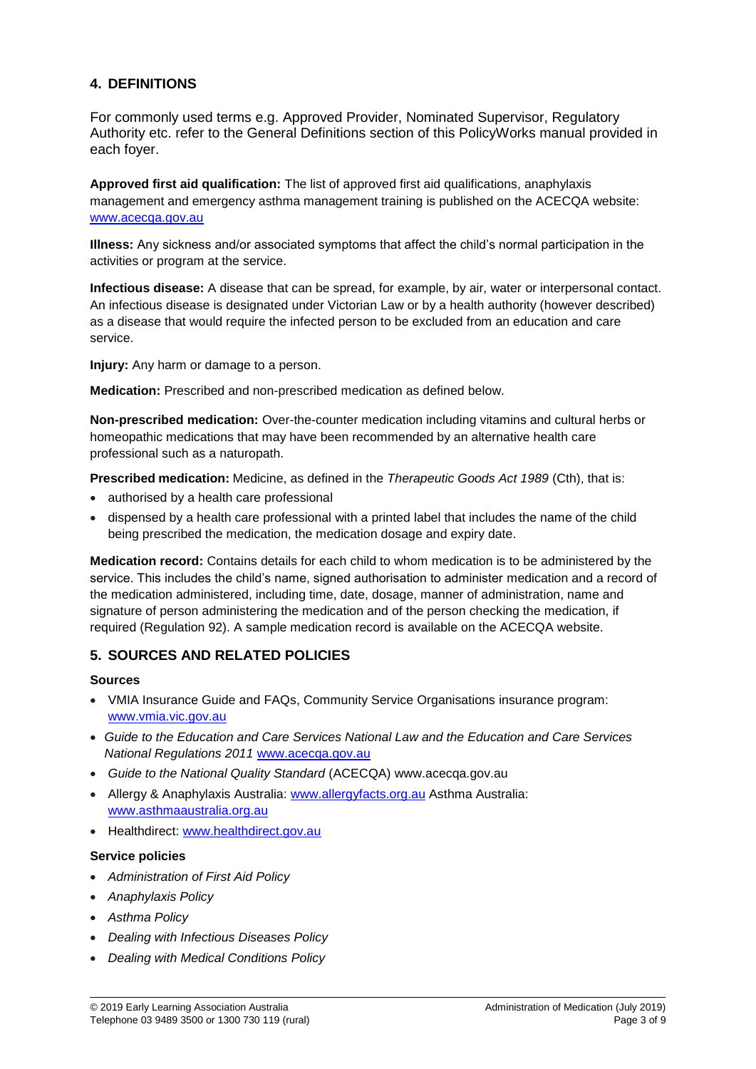## 4. DEFINITIONS

For commonly used terms e.g. Approved Provider, Nominated Supervisor, Regulatory Authority etc. refer to the General Definitions section of this PolicyWorks manual provided in each foyer.

**Approved first aid qualification:** The list of approved first aid qualifications, anaphylaxis management and emergency asthma management training is published on the ACECQA website: [www.acecqa.gov.au](www.acecqa.gov.au)

**Illness:** Any sickness and/or associated symptoms that affect the child's normal participation in the activities or program at the service.

**Infectious disease:** A disease that can be spread, for example, by air, water or interpersonal contact. An infectious disease is designated under Victorian Law or by a health authority (however described) as a disease that would require the infected person to be excluded from an education and care service.

**Injury:** Any harm or damage to a person.

**Medication:** Prescribed and non-prescribed medication as defined below.

**Non-prescribed medication:** Over-the-counter medication including vitamins and cultural herbs or homeopathic medications that may have been recommended by an alternative health care professional such as a naturopath.

**Prescribed medication:** Medicine, as defined in the *Therapeutic Goods Act 1989* (Cth), that is:

- authorised by a health care professional
- dispensed by a health care professional with a printed label that includes the name of the child being prescribed the medication, the medication dosage and expiry date.

**Medication record:** Contains details for each child to whom medication is to be administered by the service. This includes the child's name, signed authorisation to administer medication and a record of the medication administered, including time, date, dosage, manner of administration, name and signature of person administering the medication and of the person checking the medication, if required (Regulation 92). A sample medication record is available on the ACECQA website.

## 5. SOURCES AND RELATED POLICIES

### Sources

- VMIA Insurance Guide and FAQs, Community Service Organisations insurance program: [www.vmia.vic.gov.au](www.vmia.vic.gov.au)
- *Guide to the Education and Care Services National Law and the Education and Care Services National Regulations 2011* [www.acecqa.gov.au](www.acecqa.gov.au)
- *Guide to the National Quality Standard* (ACECQA) www.acecqa.gov.au
- Allergy & Anaphylaxis Australia: [www.allergyfacts.org.au](www.allergyfacts.org.au) Asthma Australia: [www.asthmaaustralia.org.au](www.asthmaaustralia.org.au)
- Healthdirect: [www.healthdirect.gov.au](www.healthdirect.gov.au)

### Service policies

- *Administration of First Aid Policy*
- *Anaphylaxis Policy*
- *Asthma Policy*
- *Dealing with Infectious Diseases Policy*
- *Dealing with Medical Conditions Policy*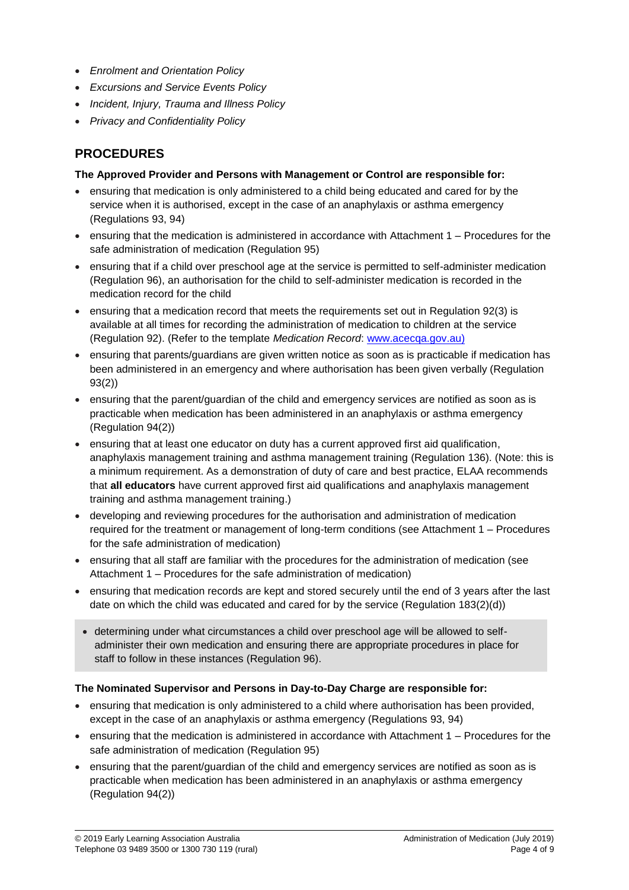- *Enrolment and Orientation Policy*
- *Excursions and Service Events Policy*
- *Incident, Injury, Trauma and Illness Policy*
- *Privacy and Confidentiality Policy*

## PROCEDURES

**The Approved Provider and Persons with Management or Control are responsible for:**

- ensuring that medication is only administered to a child being educated and cared for by the service when it is authorised, except in the case of an anaphylaxis or asthma emergency (Regulations 93, 94)
- ensuring that the medication is administered in accordance with Attachment 1 – Procedures for the safe administration of medication (Regulation 95)
- ensuring that if a child over preschool age at the service is permitted to self-administer medication (Regulation 96), an authorisation for the child to self-administer medication is recorded in the medication record for the child
- ensuring that a medication record that meets the requirements set out in Regulation 92(3) is available at all times for recording the administration of medication to children at the service (Regulation 92). (Refer to the template *Medication Record*: [www.acecqa.gov.au)](www.acecqa.gov.au)
- ensuring that parents/guardians are given written notice as soon as is practicable if medication has been administered in an emergency and where authorisation has been given verbally (Regulation 93(2))
- ensuring that the parent/guardian of the child and emergency services are notified as soon as is practicable when medication has been administered in an anaphylaxis or asthma emergency (Regulation 94(2))
- ensuring that at least one educator on duty has a current approved first aid qualification, anaphylaxis management training and asthma management training (Regulation 136). (Note: this is a minimum requirement. As a demonstration of duty of care and best practice, ELAA recommends that **all educators** have current approved first aid qualifications and anaphylaxis management training and asthma management training.)
- developing and reviewing procedures for the authorisation and administration of medication required for the treatment or management of long-term conditions (see Attachment 1 – Procedures for the safe administration of medication)
- ensuring that all staff are familiar with the procedures for the administration of medication (see Attachment 1 – Procedures for the safe administration of medication)
- ensuring that medication records are kept and stored securely until the end of 3 years after the last date on which the child was educated and cared for by the service (Regulation 183(2)(d))
- determining under what circumstances a child over preschool age will be allowed to self-administer their own medication and ensuring there are appropriate procedures in place for staff to follow in these instances (Regulation 96).

**The Nominated Supervisor and Persons in Day-to-Day Charge are responsible for:**

- ensuring that medication is only administered to a child where authorisation has been provided, except in the case of an anaphylaxis or asthma emergency (Regulations 93, 94)
- ensuring that the medication is administered in accordance with Attachment 1 – Procedures for the safe administration of medication (Regulation 95)
- ensuring that the parent/guardian of the child and emergency services are notified as soon as is practicable when medication has been administered in an anaphylaxis or asthma emergency (Regulation 94(2))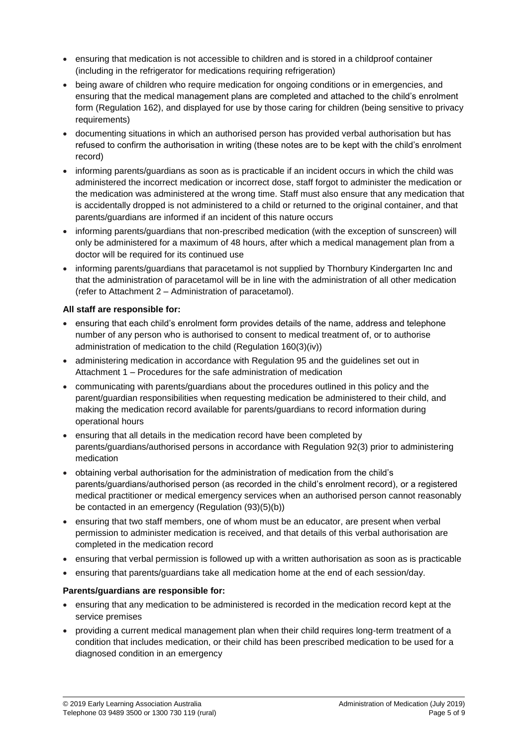- ensuring that medication is not accessible to children and is stored in a childproof container (including in the refrigerator for medications requiring refrigeration)
- being aware of children who require medication for ongoing conditions or in emergencies, and ensuring that the medical management plans are completed and attached to the child's enrolment form (Regulation 162), and displayed for use by those caring for children (being sensitive to privacy requirements)
- documenting situations in which an authorised person has provided verbal authorisation but has refused to confirm the authorisation in writing (these notes are to be kept with the child's enrolment record)
- informing parents/guardians as soon as is practicable if an incident occurs in which the child was administered the incorrect medication or incorrect dose, staff forgot to administer the medication or the medication was administered at the wrong time. Staff must also ensure that any medication that is accidentally dropped is not administered to a child or returned to the original container, and that parents/guardians are informed if an incident of this nature occurs
- informing parents/guardians that non-prescribed medication (with the exception of sunscreen) will only be administered for a maximum of 48 hours, after which a medical management plan from a doctor will be required for its continued use
- informing parents/guardians that paracetamol is not supplied by Thornbury Kindergarten Inc and that the administration of paracetamol will be in line with the administration of all other medication (refer to Attachment 2 – Administration of paracetamol).

**All staff are responsible for:**

- ensuring that each child's enrolment form provides details of the name, address and telephone number of any person who is authorised to consent to medical treatment of, or to authorise administration of medication to the child (Regulation 160(3)(iv))
- administering medication in accordance with Regulation 95 and the guidelines set out in Attachment 1 – Procedures for the safe administration of medication
- communicating with parents/guardians about the procedures outlined in this policy and the parent/guardian responsibilities when requesting medication be administered to their child, and making the medication record available for parents/guardians to record information during operational hours
- ensuring that all details in the medication record have been completed by parents/guardians/authorised persons in accordance with Regulation 92(3) prior to administering medication
- obtaining verbal authorisation for the administration of medication from the child's parents/guardians/authorised person (as recorded in the child's enrolment record), or a registered medical practitioner or medical emergency services when an authorised person cannot reasonably be contacted in an emergency (Regulation (93)(5)(b))
- ensuring that two staff members, one of whom must be an educator, are present when verbal permission to administer medication is received, and that details of this verbal authorisation are completed in the medication record
- ensuring that verbal permission is followed up with a written authorisation as soon as is practicable
- ensuring that parents/guardians take all medication home at the end of each session/day.

**Parents/guardians are responsible for:**

- ensuring that any medication to be administered is recorded in the medication record kept at the service premises
- providing a current medical management plan when their child requires long-term treatment of a condition that includes medication, or their child has been prescribed medication to be used for a diagnosed condition in an emergency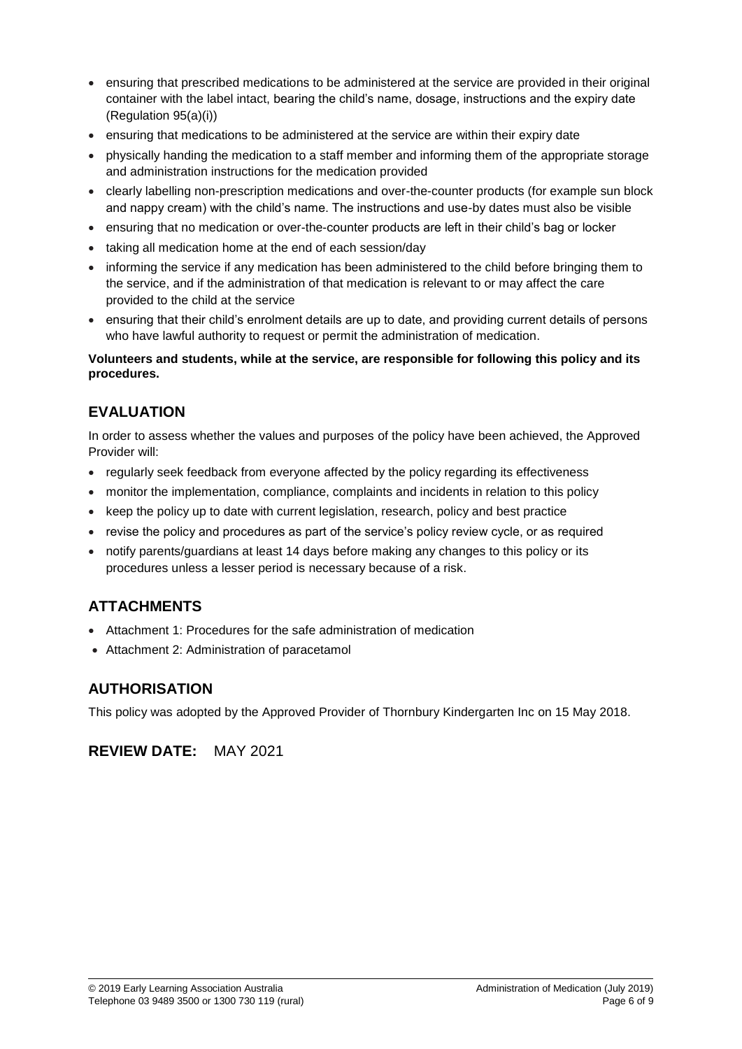- ensuring that prescribed medications to be administered at the service are provided in their original container with the label intact, bearing the child's name, dosage, instructions and the expiry date (Regulation 95(a)(i))
- ensuring that medications to be administered at the service are within their expiry date
- physically handing the medication to a staff member and informing them of the appropriate storage and administration instructions for the medication provided
- clearly labelling non-prescription medications and over-the-counter products (for example sun block and nappy cream) with the child's name. The instructions and use-by dates must also be visible
- ensuring that no medication or over-the-counter products are left in their child's bag or locker
- taking all medication home at the end of each session/day
- informing the service if any medication has been administered to the child before bringing them to the service, and if the administration of that medication is relevant to or may affect the care provided to the child at the service
- ensuring that their child's enrolment details are up to date, and providing current details of persons who have lawful authority to request or permit the administration of medication.

**Volunteers and students, while at the service, are responsible for following this policy and its procedures.**

## EVALUATION

In order to assess whether the values and purposes of the policy have been achieved, the Approved Provider will:

- regularly seek feedback from everyone affected by the policy regarding its effectiveness
- monitor the implementation, compliance, complaints and incidents in relation to this policy
- keep the policy up to date with current legislation, research, policy and best practice
- revise the policy and procedures as part of the service's policy review cycle, or as required
- notify parents/guardians at least 14 days before making any changes to this policy or its procedures unless a lesser period is necessary because of a risk.

## ATTACHMENTS

- Attachment 1: Procedures for the safe administration of medication
- Attachment 2: Administration of paracetamol

## AUTHORISATION

This policy was adopted by the Approved Provider of Thornbury Kindergarten Inc on 15 May 2018.

## REVIEW DATE: MAY 2021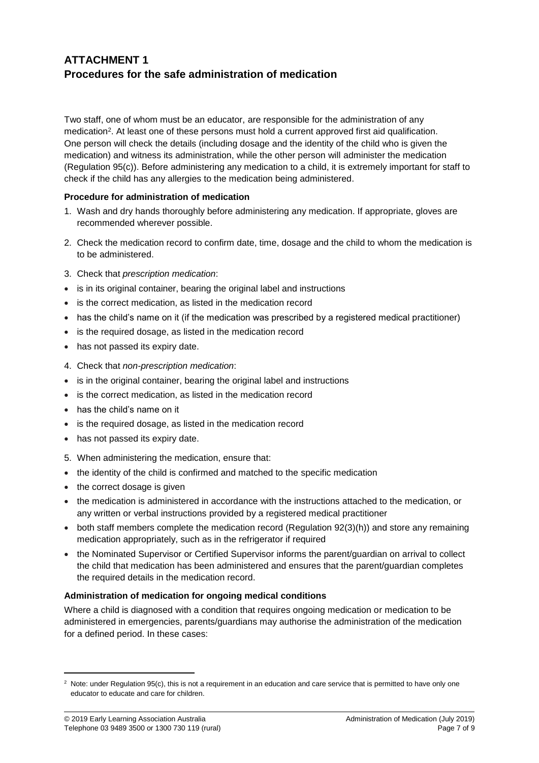# ATTACHMENT 1
# Procedures for the safe administration of medication

Two staff, one of whom must be an educator, are responsible for the administration of any medication[2]. At least one of these persons must hold a current approved first aid qualification. One person will check the details (including dosage and the identity of the child who is given the medication) and witness its administration, while the other person will administer the medication (Regulation 95(c)). Before administering any medication to a child, it is extremely important for staff to check if the child has any allergies to the medication being administered.

**Procedure for administration of medication**

1. Wash and dry hands thoroughly before administering any medication. If appropriate, gloves are recommended wherever possible.
2. Check the medication record to confirm date, time, dosage and the child to whom the medication is to be administered.
3. Check that *prescription medication*:
   - is in its original container, bearing the original label and instructions
   - is the correct medication, as listed in the medication record
   - has the child's name on it (if the medication was prescribed by a registered medical practitioner)
   - is the required dosage, as listed in the medication record
   - has not passed its expiry date.
4. Check that *non-prescription medication*:
   - is in the original container, bearing the original label and instructions
   - is the correct medication, as listed in the medication record
   - has the child's name on it
   - is the required dosage, as listed in the medication record
   - has not passed its expiry date.
5. When administering the medication, ensure that:
   - the identity of the child is confirmed and matched to the specific medication
   - the correct dosage is given
   - the medication is administered in accordance with the instructions attached to the medication, or any written or verbal instructions provided by a registered medical practitioner
   - both staff members complete the medication record (Regulation 92(3)(h)) and store any remaining medication appropriately, such as in the refrigerator if required
   - the Nominated Supervisor or Certified Supervisor informs the parent/guardian on arrival to collect the child that medication has been administered and ensures that the parent/guardian completes the required details in the medication record.

**Administration of medication for ongoing medical conditions**

Where a child is diagnosed with a condition that requires ongoing medication or medication to be administered in emergencies, parents/guardians may authorise the administration of the medication for a defined period. In these cases:

---

[2] Note: under Regulation 95(c), this is not a requirement in an education and care service that is permitted to have only one educator to educate and care for children.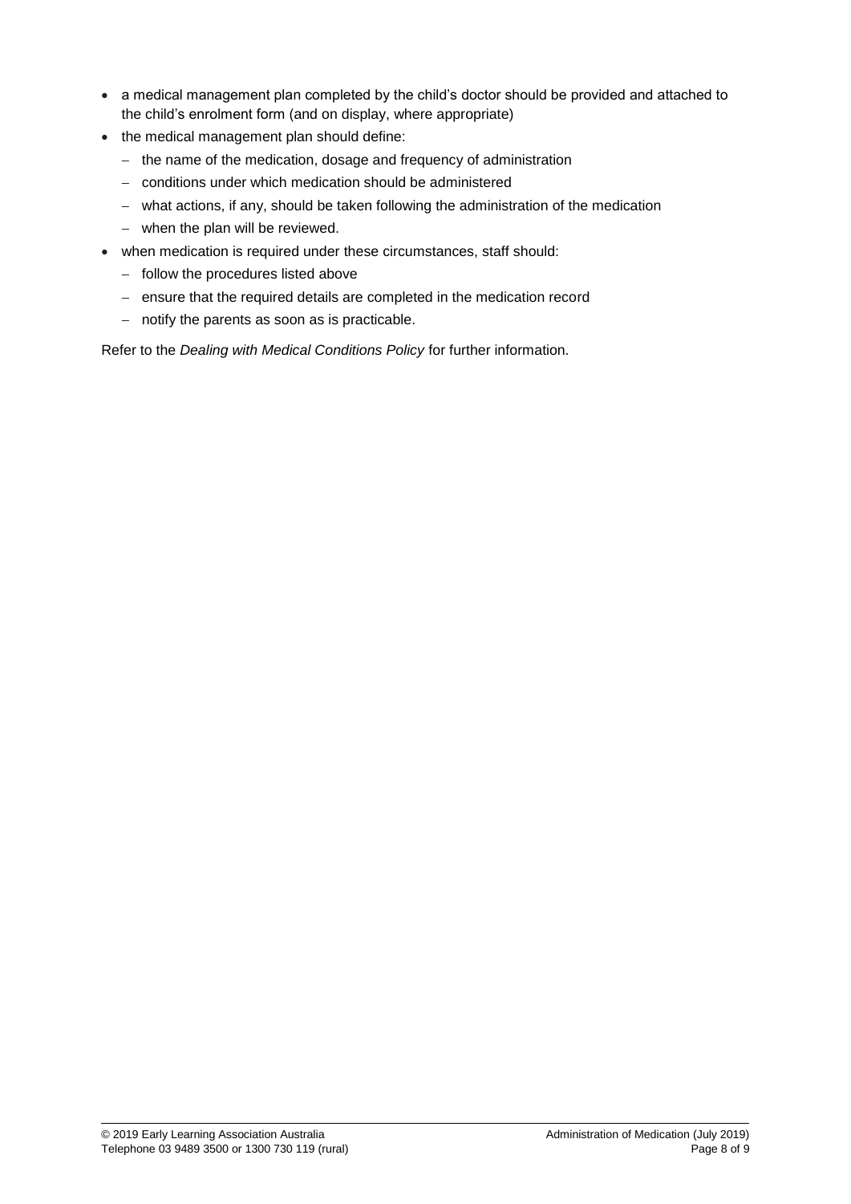- a medical management plan completed by the child's doctor should be provided and attached to the child's enrolment form (and on display, where appropriate)
- the medical management plan should define:
  - the name of the medication, dosage and frequency of administration
  - conditions under which medication should be administered
  - what actions, if any, should be taken following the administration of the medication
  - when the plan will be reviewed.
- when medication is required under these circumstances, staff should:
  - follow the procedures listed above
  - ensure that the required details are completed in the medication record
  - notify the parents as soon as is practicable.

Refer to the *Dealing with Medical Conditions Policy* for further information.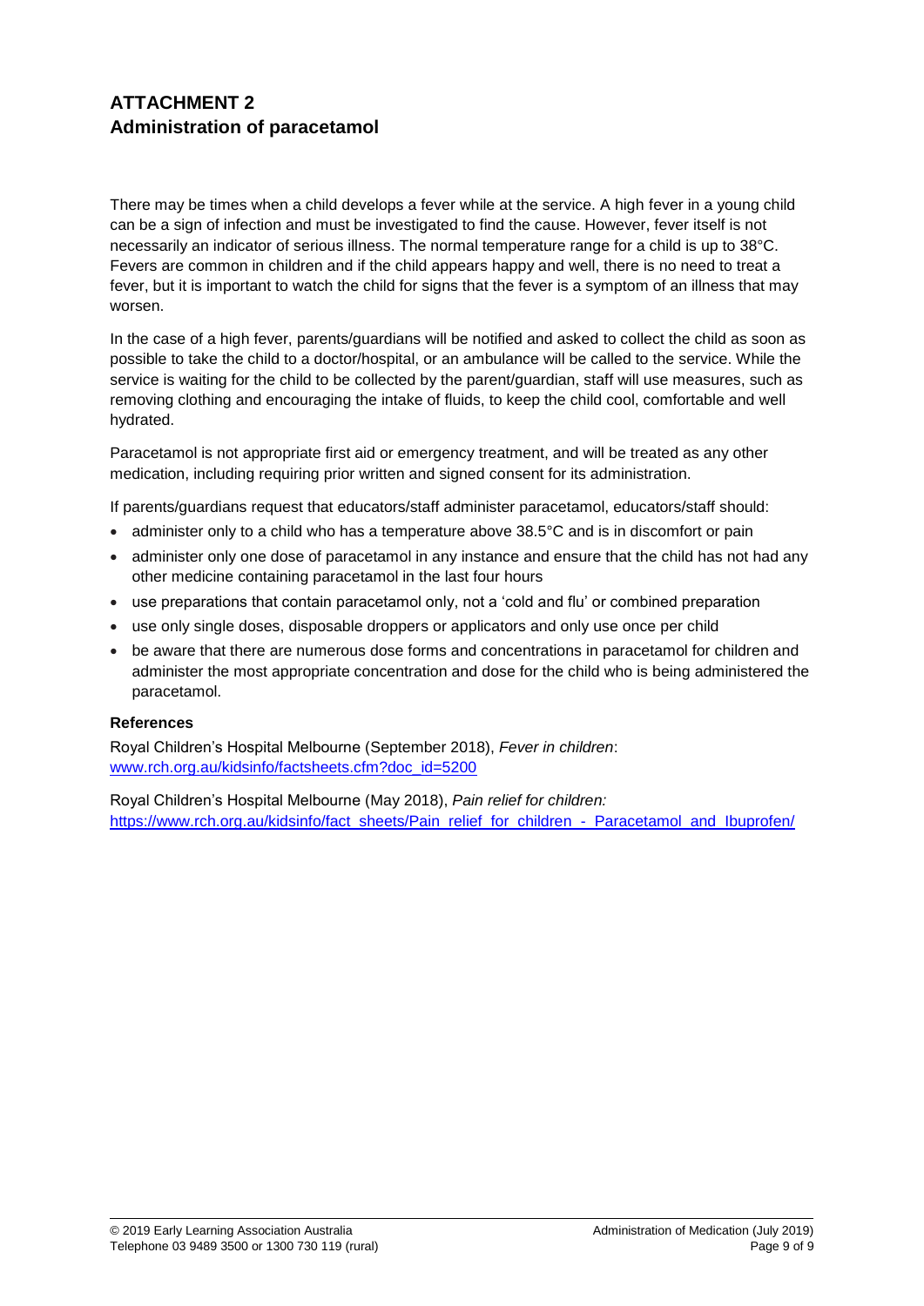## ATTACHMENT 2
## Administration of paracetamol

There may be times when a child develops a fever while at the service. A high fever in a young child can be a sign of infection and must be investigated to find the cause. However, fever itself is not necessarily an indicator of serious illness. The normal temperature range for a child is up to 38°C. Fevers are common in children and if the child appears happy and well, there is no need to treat a fever, but it is important to watch the child for signs that the fever is a symptom of an illness that may worsen.

In the case of a high fever, parents/guardians will be notified and asked to collect the child as soon as possible to take the child to a doctor/hospital, or an ambulance will be called to the service. While the service is waiting for the child to be collected by the parent/guardian, staff will use measures, such as removing clothing and encouraging the intake of fluids, to keep the child cool, comfortable and well hydrated.

Paracetamol is not appropriate first aid or emergency treatment, and will be treated as any other medication, including requiring prior written and signed consent for its administration.

If parents/guardians request that educators/staff administer paracetamol, educators/staff should:

- administer only to a child who has a temperature above 38.5°C and is in discomfort or pain
- administer only one dose of paracetamol in any instance and ensure that the child has not had any other medicine containing paracetamol in the last four hours
- use preparations that contain paracetamol only, not a 'cold and flu' or combined preparation
- use only single doses, disposable droppers or applicators and only use once per child
- be aware that there are numerous dose forms and concentrations in paracetamol for children and administer the most appropriate concentration and dose for the child who is being administered the paracetamol.

**References**

Royal Children's Hospital Melbourne (September 2018), *Fever in children*: www.rch.org.au/kidsinfo/factsheets.cfm?doc_id=5200

Royal Children's Hospital Melbourne (May 2018), *Pain relief for children:* https://www.rch.org.au/kidsinfo/fact_sheets/Pain_relief_for_children_-_Paracetamol_and_Ibuprofen/